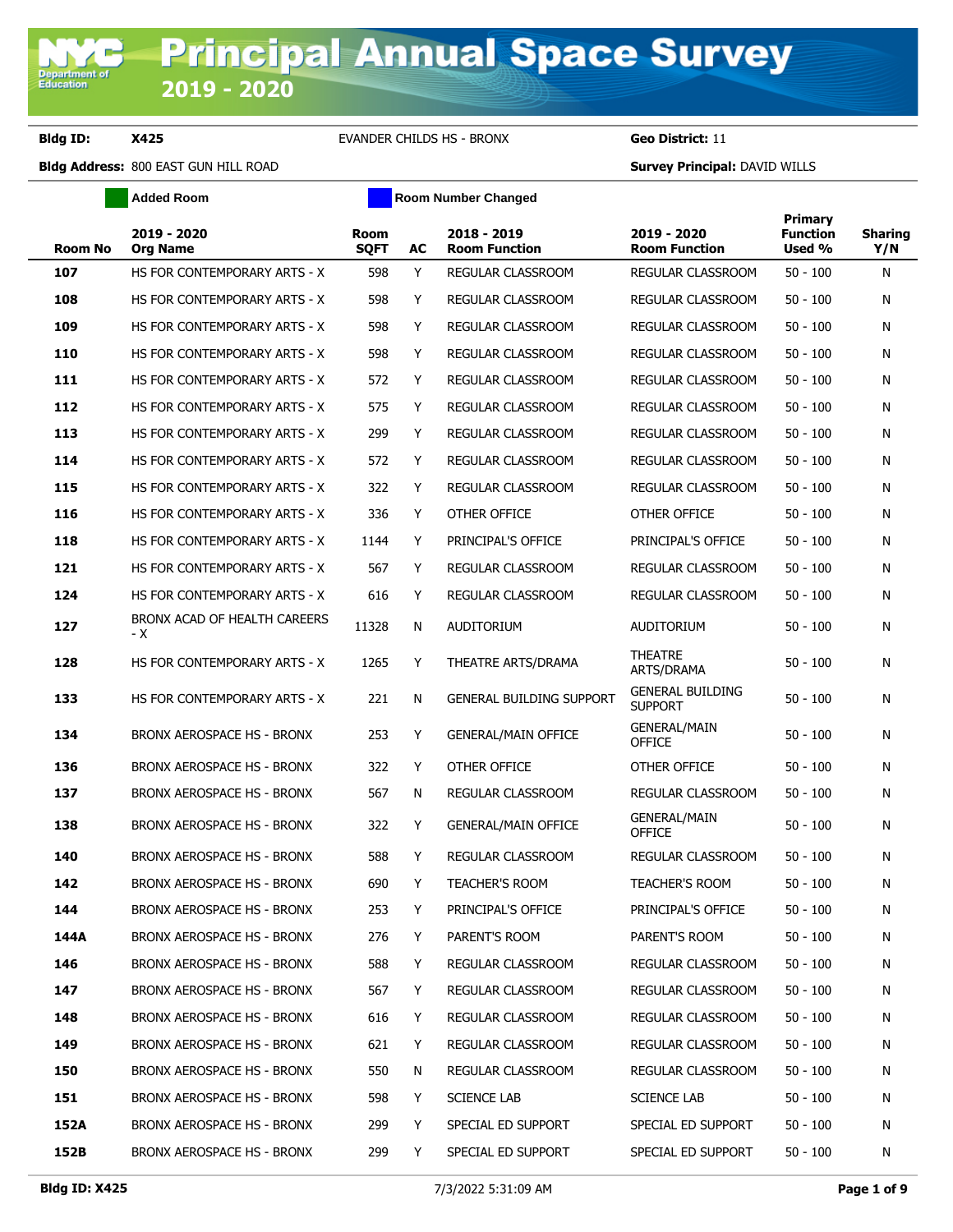# Principal Annual Space Survey 2019 - 2020

**Bldg ID:** X425 EVANDER CHILDS HS - BRONX **Geo District:** 11

**Bldg Address:** 800 EAST GUN HILL ROAD **Survey Principal:** DAVID WILLS

Added Room | Room Number Changed

| Room No | 2019 - 2020 Org Name | Room SQFT | AC | 2018 - 2019 Room Function | 2019 - 2020 Room Function | Primary Function Used % | Sharing Y/N |
|---|---|---|---|---|---|---|---|
| 107 | HS FOR CONTEMPORARY ARTS - X | 598 | Y | REGULAR CLASSROOM | REGULAR CLASSROOM | 50 - 100 | N |
| 108 | HS FOR CONTEMPORARY ARTS - X | 598 | Y | REGULAR CLASSROOM | REGULAR CLASSROOM | 50 - 100 | N |
| 109 | HS FOR CONTEMPORARY ARTS - X | 598 | Y | REGULAR CLASSROOM | REGULAR CLASSROOM | 50 - 100 | N |
| 110 | HS FOR CONTEMPORARY ARTS - X | 598 | Y | REGULAR CLASSROOM | REGULAR CLASSROOM | 50 - 100 | N |
| 111 | HS FOR CONTEMPORARY ARTS - X | 572 | Y | REGULAR CLASSROOM | REGULAR CLASSROOM | 50 - 100 | N |
| 112 | HS FOR CONTEMPORARY ARTS - X | 575 | Y | REGULAR CLASSROOM | REGULAR CLASSROOM | 50 - 100 | N |
| 113 | HS FOR CONTEMPORARY ARTS - X | 299 | Y | REGULAR CLASSROOM | REGULAR CLASSROOM | 50 - 100 | N |
| 114 | HS FOR CONTEMPORARY ARTS - X | 572 | Y | REGULAR CLASSROOM | REGULAR CLASSROOM | 50 - 100 | N |
| 115 | HS FOR CONTEMPORARY ARTS - X | 322 | Y | REGULAR CLASSROOM | REGULAR CLASSROOM | 50 - 100 | N |
| 116 | HS FOR CONTEMPORARY ARTS - X | 336 | Y | OTHER OFFICE | OTHER OFFICE | 50 - 100 | N |
| 118 | HS FOR CONTEMPORARY ARTS - X | 1144 | Y | PRINCIPAL'S OFFICE | PRINCIPAL'S OFFICE | 50 - 100 | N |
| 121 | HS FOR CONTEMPORARY ARTS - X | 567 | Y | REGULAR CLASSROOM | REGULAR CLASSROOM | 50 - 100 | N |
| 124 | HS FOR CONTEMPORARY ARTS - X | 616 | Y | REGULAR CLASSROOM | REGULAR CLASSROOM | 50 - 100 | N |
| 127 | BRONX ACAD OF HEALTH CAREERS - X | 11328 | N | AUDITORIUM | AUDITORIUM | 50 - 100 | N |
| 128 | HS FOR CONTEMPORARY ARTS - X | 1265 | Y | THEATRE ARTS/DRAMA | THEATRE ARTS/DRAMA | 50 - 100 | N |
| 133 | HS FOR CONTEMPORARY ARTS - X | 221 | N | GENERAL BUILDING SUPPORT | GENERAL BUILDING SUPPORT | 50 - 100 | N |
| 134 | BRONX AEROSPACE HS - BRONX | 253 | Y | GENERAL/MAIN OFFICE | GENERAL/MAIN OFFICE | 50 - 100 | N |
| 136 | BRONX AEROSPACE HS - BRONX | 322 | Y | OTHER OFFICE | OTHER OFFICE | 50 - 100 | N |
| 137 | BRONX AEROSPACE HS - BRONX | 567 | N | REGULAR CLASSROOM | REGULAR CLASSROOM | 50 - 100 | N |
| 138 | BRONX AEROSPACE HS - BRONX | 322 | Y | GENERAL/MAIN OFFICE | GENERAL/MAIN OFFICE | 50 - 100 | N |
| 140 | BRONX AEROSPACE HS - BRONX | 588 | Y | REGULAR CLASSROOM | REGULAR CLASSROOM | 50 - 100 | N |
| 142 | BRONX AEROSPACE HS - BRONX | 690 | Y | TEACHER'S ROOM | TEACHER'S ROOM | 50 - 100 | N |
| 144 | BRONX AEROSPACE HS - BRONX | 253 | Y | PRINCIPAL'S OFFICE | PRINCIPAL'S OFFICE | 50 - 100 | N |
| 144A | BRONX AEROSPACE HS - BRONX | 276 | Y | PARENT'S ROOM | PARENT'S ROOM | 50 - 100 | N |
| 146 | BRONX AEROSPACE HS - BRONX | 588 | Y | REGULAR CLASSROOM | REGULAR CLASSROOM | 50 - 100 | N |
| 147 | BRONX AEROSPACE HS - BRONX | 567 | Y | REGULAR CLASSROOM | REGULAR CLASSROOM | 50 - 100 | N |
| 148 | BRONX AEROSPACE HS - BRONX | 616 | Y | REGULAR CLASSROOM | REGULAR CLASSROOM | 50 - 100 | N |
| 149 | BRONX AEROSPACE HS - BRONX | 621 | Y | REGULAR CLASSROOM | REGULAR CLASSROOM | 50 - 100 | N |
| 150 | BRONX AEROSPACE HS - BRONX | 550 | N | REGULAR CLASSROOM | REGULAR CLASSROOM | 50 - 100 | N |
| 151 | BRONX AEROSPACE HS - BRONX | 598 | Y | SCIENCE LAB | SCIENCE LAB | 50 - 100 | N |
| 152A | BRONX AEROSPACE HS - BRONX | 299 | Y | SPECIAL ED SUPPORT | SPECIAL ED SUPPORT | 50 - 100 | N |
| 152B | BRONX AEROSPACE HS - BRONX | 299 | Y | SPECIAL ED SUPPORT | SPECIAL ED SUPPORT | 50 - 100 | N |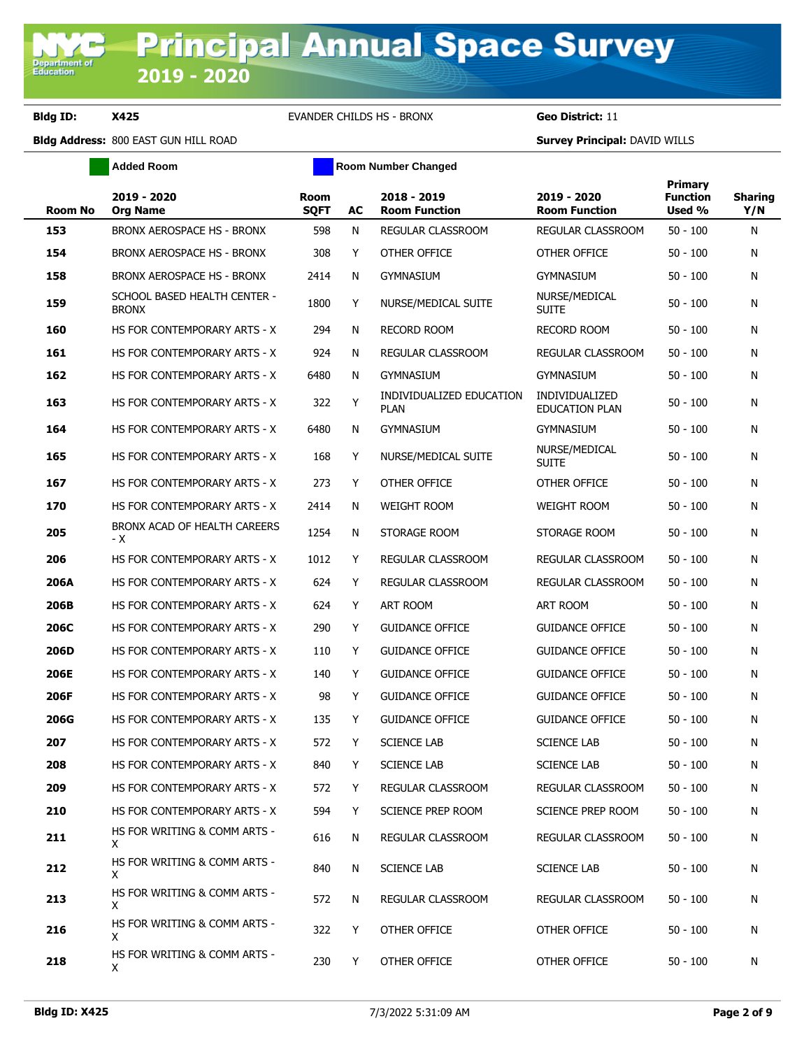# Principal Annual Space Survey 2019 - 2020

**Bldg ID:** X425 EVANDER CHILDS HS - BRONX **Geo District:** 11

**Bldg Address:** 800 EAST GUN HILL ROAD **Survey Principal:** DAVID WILLS

Added Room | Room Number Changed

| Room No | 2019 - 2020 Org Name | Room SQFT | AC | 2018 - 2019 Room Function | 2019 - 2020 Room Function | Primary Function Used % | Sharing Y/N |
|---|---|---|---|---|---|---|---|
| 153 | BRONX AEROSPACE HS - BRONX | 598 | N | REGULAR CLASSROOM | REGULAR CLASSROOM | 50 - 100 | N |
| 154 | BRONX AEROSPACE HS - BRONX | 308 | Y | OTHER OFFICE | OTHER OFFICE | 50 - 100 | N |
| 158 | BRONX AEROSPACE HS - BRONX | 2414 | N | GYMNASIUM | GYMNASIUM | 50 - 100 | N |
| 159 | SCHOOL BASED HEALTH CENTER - BRONX | 1800 | Y | NURSE/MEDICAL SUITE | NURSE/MEDICAL SUITE | 50 - 100 | N |
| 160 | HS FOR CONTEMPORARY ARTS - X | 294 | N | RECORD ROOM | RECORD ROOM | 50 - 100 | N |
| 161 | HS FOR CONTEMPORARY ARTS - X | 924 | N | REGULAR CLASSROOM | REGULAR CLASSROOM | 50 - 100 | N |
| 162 | HS FOR CONTEMPORARY ARTS - X | 6480 | N | GYMNASIUM | GYMNASIUM | 50 - 100 | N |
| 163 | HS FOR CONTEMPORARY ARTS - X | 322 | Y | INDIVIDUALIZED EDUCATION PLAN | INDIVIDUALIZED EDUCATION PLAN | 50 - 100 | N |
| 164 | HS FOR CONTEMPORARY ARTS - X | 6480 | N | GYMNASIUM | GYMNASIUM | 50 - 100 | N |
| 165 | HS FOR CONTEMPORARY ARTS - X | 168 | Y | NURSE/MEDICAL SUITE | NURSE/MEDICAL SUITE | 50 - 100 | N |
| 167 | HS FOR CONTEMPORARY ARTS - X | 273 | Y | OTHER OFFICE | OTHER OFFICE | 50 - 100 | N |
| 170 | HS FOR CONTEMPORARY ARTS - X | 2414 | N | WEIGHT ROOM | WEIGHT ROOM | 50 - 100 | N |
| 205 | BRONX ACAD OF HEALTH CAREERS - X | 1254 | N | STORAGE ROOM | STORAGE ROOM | 50 - 100 | N |
| 206 | HS FOR CONTEMPORARY ARTS - X | 1012 | Y | REGULAR CLASSROOM | REGULAR CLASSROOM | 50 - 100 | N |
| 206A | HS FOR CONTEMPORARY ARTS - X | 624 | Y | REGULAR CLASSROOM | REGULAR CLASSROOM | 50 - 100 | N |
| 206B | HS FOR CONTEMPORARY ARTS - X | 624 | Y | ART ROOM | ART ROOM | 50 - 100 | N |
| 206C | HS FOR CONTEMPORARY ARTS - X | 290 | Y | GUIDANCE OFFICE | GUIDANCE OFFICE | 50 - 100 | N |
| 206D | HS FOR CONTEMPORARY ARTS - X | 110 | Y | GUIDANCE OFFICE | GUIDANCE OFFICE | 50 - 100 | N |
| 206E | HS FOR CONTEMPORARY ARTS - X | 140 | Y | GUIDANCE OFFICE | GUIDANCE OFFICE | 50 - 100 | N |
| 206F | HS FOR CONTEMPORARY ARTS - X | 98 | Y | GUIDANCE OFFICE | GUIDANCE OFFICE | 50 - 100 | N |
| 206G | HS FOR CONTEMPORARY ARTS - X | 135 | Y | GUIDANCE OFFICE | GUIDANCE OFFICE | 50 - 100 | N |
| 207 | HS FOR CONTEMPORARY ARTS - X | 572 | Y | SCIENCE LAB | SCIENCE LAB | 50 - 100 | N |
| 208 | HS FOR CONTEMPORARY ARTS - X | 840 | Y | SCIENCE LAB | SCIENCE LAB | 50 - 100 | N |
| 209 | HS FOR CONTEMPORARY ARTS - X | 572 | Y | REGULAR CLASSROOM | REGULAR CLASSROOM | 50 - 100 | N |
| 210 | HS FOR CONTEMPORARY ARTS - X | 594 | Y | SCIENCE PREP ROOM | SCIENCE PREP ROOM | 50 - 100 | N |
| 211 | HS FOR WRITING & COMM ARTS - X | 616 | N | REGULAR CLASSROOM | REGULAR CLASSROOM | 50 - 100 | N |
| 212 | HS FOR WRITING & COMM ARTS - X | 840 | N | SCIENCE LAB | SCIENCE LAB | 50 - 100 | N |
| 213 | HS FOR WRITING & COMM ARTS - X | 572 | N | REGULAR CLASSROOM | REGULAR CLASSROOM | 50 - 100 | N |
| 216 | HS FOR WRITING & COMM ARTS - X | 322 | Y | OTHER OFFICE | OTHER OFFICE | 50 - 100 | N |
| 218 | HS FOR WRITING & COMM ARTS - X | 230 | Y | OTHER OFFICE | OTHER OFFICE | 50 - 100 | N |

7/3/2022 5:31:09 AM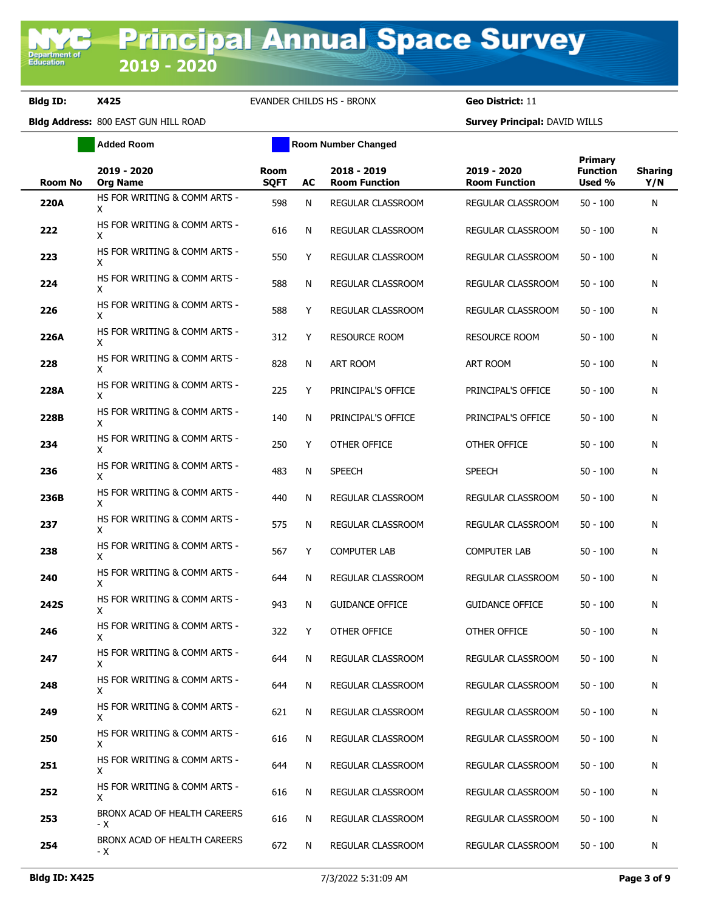# Principal Annual Space Survey 2019 - 2020

**Bldg ID:** X425 EVANDER CHILDS HS - BRONX **Geo District:** 11

**Bldg Address:** 800 EAST GUN HILL ROAD **Survey Principal:** DAVID WILLS

Added Room | Room Number Changed

| Room No | 2019 - 2020 Org Name | Room SQFT | AC | 2018 - 2019 Room Function | 2019 - 2020 Room Function | Primary Function Used % | Sharing Y/N |
|---|---|---|---|---|---|---|---|
| 220A | HS FOR WRITING & COMM ARTS - X | 598 | N | REGULAR CLASSROOM | REGULAR CLASSROOM | 50 - 100 | N |
| 222 | HS FOR WRITING & COMM ARTS - X | 616 | N | REGULAR CLASSROOM | REGULAR CLASSROOM | 50 - 100 | N |
| 223 | HS FOR WRITING & COMM ARTS - X | 550 | Y | REGULAR CLASSROOM | REGULAR CLASSROOM | 50 - 100 | N |
| 224 | HS FOR WRITING & COMM ARTS - X | 588 | N | REGULAR CLASSROOM | REGULAR CLASSROOM | 50 - 100 | N |
| 226 | HS FOR WRITING & COMM ARTS - X | 588 | Y | REGULAR CLASSROOM | REGULAR CLASSROOM | 50 - 100 | N |
| 226A | HS FOR WRITING & COMM ARTS - X | 312 | Y | RESOURCE ROOM | RESOURCE ROOM | 50 - 100 | N |
| 228 | HS FOR WRITING & COMM ARTS - X | 828 | N | ART ROOM | ART ROOM | 50 - 100 | N |
| 228A | HS FOR WRITING & COMM ARTS - X | 225 | Y | PRINCIPAL'S OFFICE | PRINCIPAL'S OFFICE | 50 - 100 | N |
| 228B | HS FOR WRITING & COMM ARTS - X | 140 | N | PRINCIPAL'S OFFICE | PRINCIPAL'S OFFICE | 50 - 100 | N |
| 234 | HS FOR WRITING & COMM ARTS - X | 250 | Y | OTHER OFFICE | OTHER OFFICE | 50 - 100 | N |
| 236 | HS FOR WRITING & COMM ARTS - X | 483 | N | SPEECH | SPEECH | 50 - 100 | N |
| 236B | HS FOR WRITING & COMM ARTS - X | 440 | N | REGULAR CLASSROOM | REGULAR CLASSROOM | 50 - 100 | N |
| 237 | HS FOR WRITING & COMM ARTS - X | 575 | N | REGULAR CLASSROOM | REGULAR CLASSROOM | 50 - 100 | N |
| 238 | HS FOR WRITING & COMM ARTS - X | 567 | Y | COMPUTER LAB | COMPUTER LAB | 50 - 100 | N |
| 240 | HS FOR WRITING & COMM ARTS - X | 644 | N | REGULAR CLASSROOM | REGULAR CLASSROOM | 50 - 100 | N |
| 242S | HS FOR WRITING & COMM ARTS - X | 943 | N | GUIDANCE OFFICE | GUIDANCE OFFICE | 50 - 100 | N |
| 246 | HS FOR WRITING & COMM ARTS - X | 322 | Y | OTHER OFFICE | OTHER OFFICE | 50 - 100 | N |
| 247 | HS FOR WRITING & COMM ARTS - X | 644 | N | REGULAR CLASSROOM | REGULAR CLASSROOM | 50 - 100 | N |
| 248 | HS FOR WRITING & COMM ARTS - X | 644 | N | REGULAR CLASSROOM | REGULAR CLASSROOM | 50 - 100 | N |
| 249 | HS FOR WRITING & COMM ARTS - X | 621 | N | REGULAR CLASSROOM | REGULAR CLASSROOM | 50 - 100 | N |
| 250 | HS FOR WRITING & COMM ARTS - X | 616 | N | REGULAR CLASSROOM | REGULAR CLASSROOM | 50 - 100 | N |
| 251 | HS FOR WRITING & COMM ARTS - X | 644 | N | REGULAR CLASSROOM | REGULAR CLASSROOM | 50 - 100 | N |
| 252 | HS FOR WRITING & COMM ARTS - X | 616 | N | REGULAR CLASSROOM | REGULAR CLASSROOM | 50 - 100 | N |
| 253 | BRONX ACAD OF HEALTH CAREERS - X | 616 | N | REGULAR CLASSROOM | REGULAR CLASSROOM | 50 - 100 | N |
| 254 | BRONX ACAD OF HEALTH CAREERS - X | 672 | N | REGULAR CLASSROOM | REGULAR CLASSROOM | 50 - 100 | N |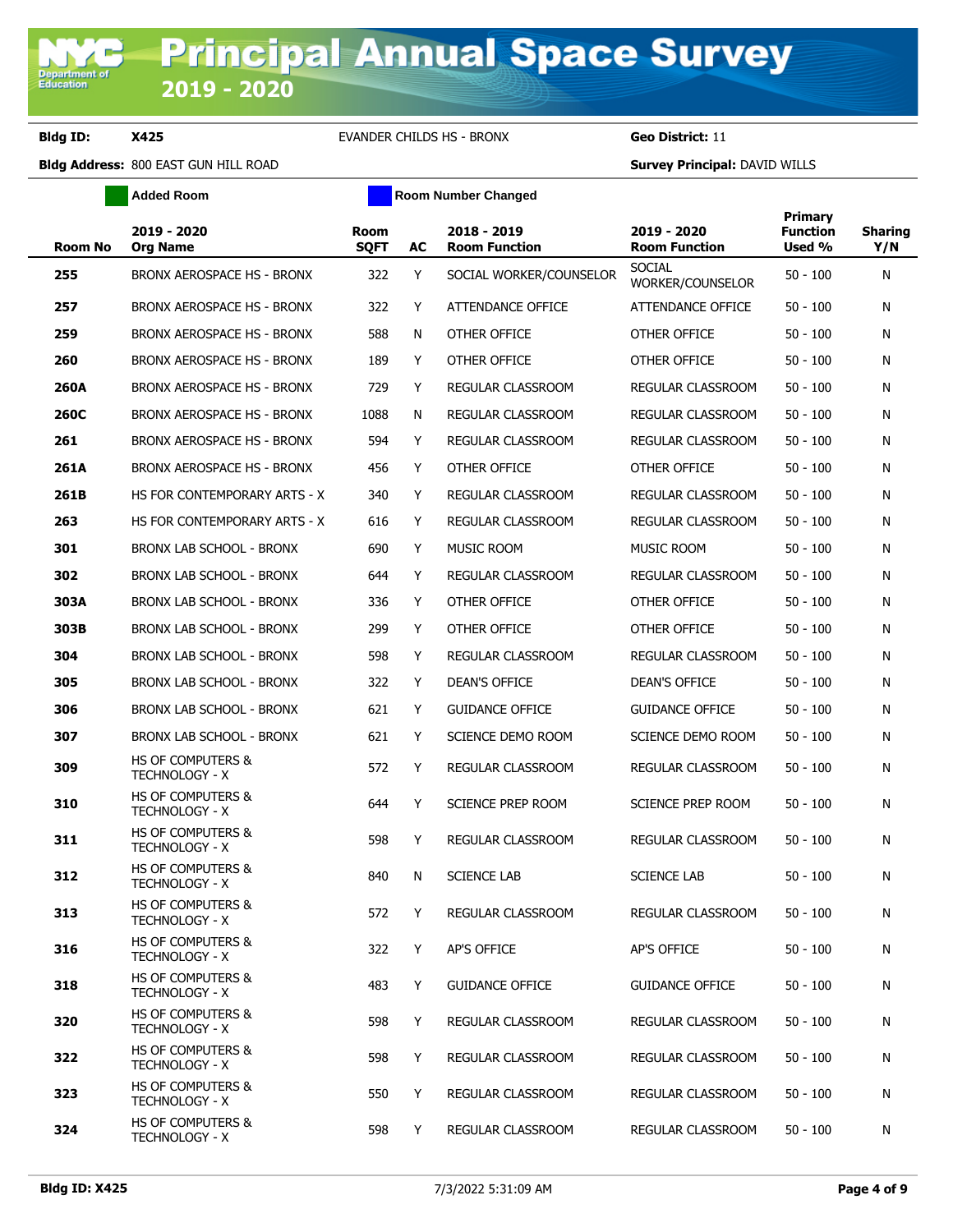# Principal Annual Space Survey 2019 - 2020

**Bldg ID:** X425 EVANDER CHILDS HS - BRONX **Geo District:** 11

**Bldg Address:** 800 EAST GUN HILL ROAD **Survey Principal:** DAVID WILLS

Added Room | Room Number Changed

| Room No | 2019 - 2020 Org Name | Room SQFT | AC | 2018 - 2019 Room Function | 2019 - 2020 Room Function | Primary Function Used % | Sharing Y/N |
|---|---|---|---|---|---|---|---|
| **255** | BRONX AEROSPACE HS - BRONX | 322 | Y | SOCIAL WORKER/COUNSELOR | SOCIAL WORKER/COUNSELOR | 50 - 100 | N |
| **257** | BRONX AEROSPACE HS - BRONX | 322 | Y | ATTENDANCE OFFICE | ATTENDANCE OFFICE | 50 - 100 | N |
| **259** | BRONX AEROSPACE HS - BRONX | 588 | N | OTHER OFFICE | OTHER OFFICE | 50 - 100 | N |
| **260** | BRONX AEROSPACE HS - BRONX | 189 | Y | OTHER OFFICE | OTHER OFFICE | 50 - 100 | N |
| **260A** | BRONX AEROSPACE HS - BRONX | 729 | Y | REGULAR CLASSROOM | REGULAR CLASSROOM | 50 - 100 | N |
| **260C** | BRONX AEROSPACE HS - BRONX | 1088 | N | REGULAR CLASSROOM | REGULAR CLASSROOM | 50 - 100 | N |
| **261** | BRONX AEROSPACE HS - BRONX | 594 | Y | REGULAR CLASSROOM | REGULAR CLASSROOM | 50 - 100 | N |
| **261A** | BRONX AEROSPACE HS - BRONX | 456 | Y | OTHER OFFICE | OTHER OFFICE | 50 - 100 | N |
| **261B** | HS FOR CONTEMPORARY ARTS - X | 340 | Y | REGULAR CLASSROOM | REGULAR CLASSROOM | 50 - 100 | N |
| **263** | HS FOR CONTEMPORARY ARTS - X | 616 | Y | REGULAR CLASSROOM | REGULAR CLASSROOM | 50 - 100 | N |
| **301** | BRONX LAB SCHOOL - BRONX | 690 | Y | MUSIC ROOM | MUSIC ROOM | 50 - 100 | N |
| **302** | BRONX LAB SCHOOL - BRONX | 644 | Y | REGULAR CLASSROOM | REGULAR CLASSROOM | 50 - 100 | N |
| **303A** | BRONX LAB SCHOOL - BRONX | 336 | Y | OTHER OFFICE | OTHER OFFICE | 50 - 100 | N |
| **303B** | BRONX LAB SCHOOL - BRONX | 299 | Y | OTHER OFFICE | OTHER OFFICE | 50 - 100 | N |
| **304** | BRONX LAB SCHOOL - BRONX | 598 | Y | REGULAR CLASSROOM | REGULAR CLASSROOM | 50 - 100 | N |
| **305** | BRONX LAB SCHOOL - BRONX | 322 | Y | DEAN'S OFFICE | DEAN'S OFFICE | 50 - 100 | N |
| **306** | BRONX LAB SCHOOL - BRONX | 621 | Y | GUIDANCE OFFICE | GUIDANCE OFFICE | 50 - 100 | N |
| **307** | BRONX LAB SCHOOL - BRONX | 621 | Y | SCIENCE DEMO ROOM | SCIENCE DEMO ROOM | 50 - 100 | N |
| **309** | HS OF COMPUTERS & TECHNOLOGY - X | 572 | Y | REGULAR CLASSROOM | REGULAR CLASSROOM | 50 - 100 | N |
| **310** | HS OF COMPUTERS & TECHNOLOGY - X | 644 | Y | SCIENCE PREP ROOM | SCIENCE PREP ROOM | 50 - 100 | N |
| **311** | HS OF COMPUTERS & TECHNOLOGY - X | 598 | Y | REGULAR CLASSROOM | REGULAR CLASSROOM | 50 - 100 | N |
| **312** | HS OF COMPUTERS & TECHNOLOGY - X | 840 | N | SCIENCE LAB | SCIENCE LAB | 50 - 100 | N |
| **313** | HS OF COMPUTERS & TECHNOLOGY - X | 572 | Y | REGULAR CLASSROOM | REGULAR CLASSROOM | 50 - 100 | N |
| **316** | HS OF COMPUTERS & TECHNOLOGY - X | 322 | Y | AP'S OFFICE | AP'S OFFICE | 50 - 100 | N |
| **318** | HS OF COMPUTERS & TECHNOLOGY - X | 483 | Y | GUIDANCE OFFICE | GUIDANCE OFFICE | 50 - 100 | N |
| **320** | HS OF COMPUTERS & TECHNOLOGY - X | 598 | Y | REGULAR CLASSROOM | REGULAR CLASSROOM | 50 - 100 | N |
| **322** | HS OF COMPUTERS & TECHNOLOGY - X | 598 | Y | REGULAR CLASSROOM | REGULAR CLASSROOM | 50 - 100 | N |
| **323** | HS OF COMPUTERS & TECHNOLOGY - X | 550 | Y | REGULAR CLASSROOM | REGULAR CLASSROOM | 50 - 100 | N |
| **324** | HS OF COMPUTERS & TECHNOLOGY - X | 598 | Y | REGULAR CLASSROOM | REGULAR CLASSROOM | 50 - 100 | N |

**Bldg ID: X425** 7/3/2022 5:31:09 AM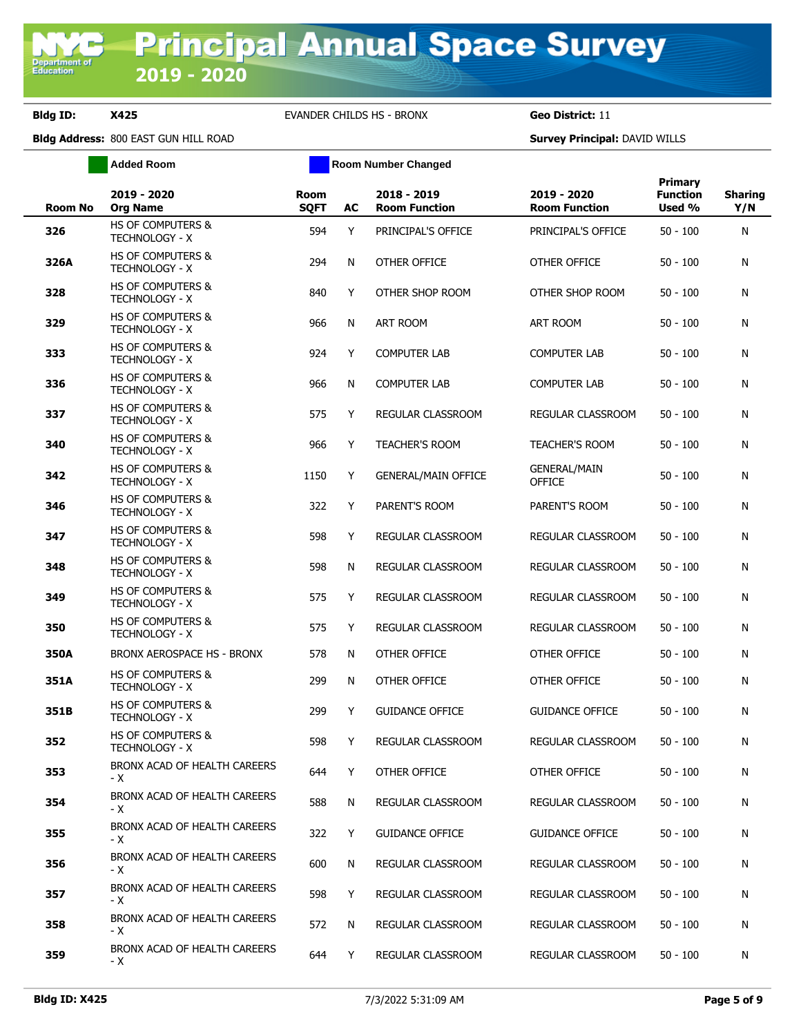# Principal Annual Space Survey 2019 - 2020

**Bldg ID:** X425 EVANDER CHILDS HS - BRONX **Geo District:** 11

**Bldg Address:** 800 EAST GUN HILL ROAD **Survey Principal:** DAVID WILLS

Added Room | Room Number Changed

| Room No | 2019 - 2020 Org Name | Room SQFT | AC | 2018 - 2019 Room Function | 2019 - 2020 Room Function | Primary Function Used % | Sharing Y/N |
|---|---|---|---|---|---|---|---|
| 326 | HS OF COMPUTERS & TECHNOLOGY - X | 594 | Y | PRINCIPAL'S OFFICE | PRINCIPAL'S OFFICE | 50 - 100 | N |
| 326A | HS OF COMPUTERS & TECHNOLOGY - X | 294 | N | OTHER OFFICE | OTHER OFFICE | 50 - 100 | N |
| 328 | HS OF COMPUTERS & TECHNOLOGY - X | 840 | Y | OTHER SHOP ROOM | OTHER SHOP ROOM | 50 - 100 | N |
| 329 | HS OF COMPUTERS & TECHNOLOGY - X | 966 | N | ART ROOM | ART ROOM | 50 - 100 | N |
| 333 | HS OF COMPUTERS & TECHNOLOGY - X | 924 | Y | COMPUTER LAB | COMPUTER LAB | 50 - 100 | N |
| 336 | HS OF COMPUTERS & TECHNOLOGY - X | 966 | N | COMPUTER LAB | COMPUTER LAB | 50 - 100 | N |
| 337 | HS OF COMPUTERS & TECHNOLOGY - X | 575 | Y | REGULAR CLASSROOM | REGULAR CLASSROOM | 50 - 100 | N |
| 340 | HS OF COMPUTERS & TECHNOLOGY - X | 966 | Y | TEACHER'S ROOM | TEACHER'S ROOM | 50 - 100 | N |
| 342 | HS OF COMPUTERS & TECHNOLOGY - X | 1150 | Y | GENERAL/MAIN OFFICE | GENERAL/MAIN OFFICE | 50 - 100 | N |
| 346 | HS OF COMPUTERS & TECHNOLOGY - X | 322 | Y | PARENT'S ROOM | PARENT'S ROOM | 50 - 100 | N |
| 347 | HS OF COMPUTERS & TECHNOLOGY - X | 598 | Y | REGULAR CLASSROOM | REGULAR CLASSROOM | 50 - 100 | N |
| 348 | HS OF COMPUTERS & TECHNOLOGY - X | 598 | N | REGULAR CLASSROOM | REGULAR CLASSROOM | 50 - 100 | N |
| 349 | HS OF COMPUTERS & TECHNOLOGY - X | 575 | Y | REGULAR CLASSROOM | REGULAR CLASSROOM | 50 - 100 | N |
| 350 | HS OF COMPUTERS & TECHNOLOGY - X | 575 | Y | REGULAR CLASSROOM | REGULAR CLASSROOM | 50 - 100 | N |
| 350A | BRONX AEROSPACE HS - BRONX | 578 | N | OTHER OFFICE | OTHER OFFICE | 50 - 100 | N |
| 351A | HS OF COMPUTERS & TECHNOLOGY - X | 299 | N | OTHER OFFICE | OTHER OFFICE | 50 - 100 | N |
| 351B | HS OF COMPUTERS & TECHNOLOGY - X | 299 | Y | GUIDANCE OFFICE | GUIDANCE OFFICE | 50 - 100 | N |
| 352 | HS OF COMPUTERS & TECHNOLOGY - X | 598 | Y | REGULAR CLASSROOM | REGULAR CLASSROOM | 50 - 100 | N |
| 353 | BRONX ACAD OF HEALTH CAREERS - X | 644 | Y | OTHER OFFICE | OTHER OFFICE | 50 - 100 | N |
| 354 | BRONX ACAD OF HEALTH CAREERS - X | 588 | N | REGULAR CLASSROOM | REGULAR CLASSROOM | 50 - 100 | N |
| 355 | BRONX ACAD OF HEALTH CAREERS - X | 322 | Y | GUIDANCE OFFICE | GUIDANCE OFFICE | 50 - 100 | N |
| 356 | BRONX ACAD OF HEALTH CAREERS - X | 600 | N | REGULAR CLASSROOM | REGULAR CLASSROOM | 50 - 100 | N |
| 357 | BRONX ACAD OF HEALTH CAREERS - X | 598 | Y | REGULAR CLASSROOM | REGULAR CLASSROOM | 50 - 100 | N |
| 358 | BRONX ACAD OF HEALTH CAREERS - X | 572 | N | REGULAR CLASSROOM | REGULAR CLASSROOM | 50 - 100 | N |
| 359 | BRONX ACAD OF HEALTH CAREERS - X | 644 | Y | REGULAR CLASSROOM | REGULAR CLASSROOM | 50 - 100 | N |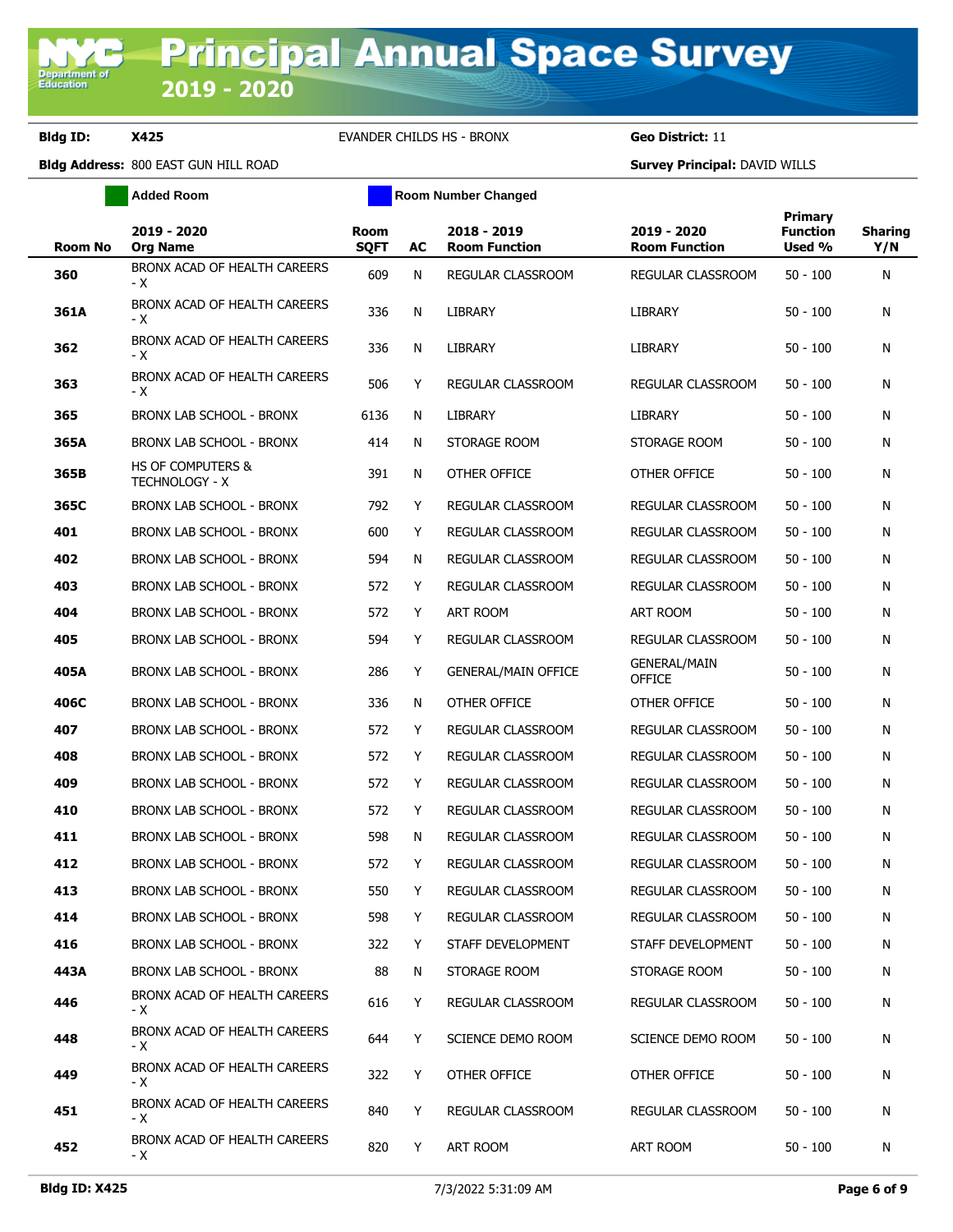# Principal Annual Space Survey 2019 - 2020

**Bldg ID:** X425 EVANDER CHILDS HS - BRONX **Geo District:** 11

**Bldg Address:** 800 EAST GUN HILL ROAD **Survey Principal:** DAVID WILLS

Added Room | Room Number Changed

| Room No | 2019 - 2020 Org Name | Room SQFT | AC | 2018 - 2019 Room Function | 2019 - 2020 Room Function | Primary Function Used % | Sharing Y/N |
|---|---|---|---|---|---|---|---|
| 360 | BRONX ACAD OF HEALTH CAREERS - X | 609 | N | REGULAR CLASSROOM | REGULAR CLASSROOM | 50 - 100 | N |
| 361A | BRONX ACAD OF HEALTH CAREERS - X | 336 | N | LIBRARY | LIBRARY | 50 - 100 | N |
| 362 | BRONX ACAD OF HEALTH CAREERS - X | 336 | N | LIBRARY | LIBRARY | 50 - 100 | N |
| 363 | BRONX ACAD OF HEALTH CAREERS - X | 506 | Y | REGULAR CLASSROOM | REGULAR CLASSROOM | 50 - 100 | N |
| 365 | BRONX LAB SCHOOL - BRONX | 6136 | N | LIBRARY | LIBRARY | 50 - 100 | N |
| 365A | BRONX LAB SCHOOL - BRONX | 414 | N | STORAGE ROOM | STORAGE ROOM | 50 - 100 | N |
| 365B | HS OF COMPUTERS & TECHNOLOGY - X | 391 | N | OTHER OFFICE | OTHER OFFICE | 50 - 100 | N |
| 365C | BRONX LAB SCHOOL - BRONX | 792 | Y | REGULAR CLASSROOM | REGULAR CLASSROOM | 50 - 100 | N |
| 401 | BRONX LAB SCHOOL - BRONX | 600 | Y | REGULAR CLASSROOM | REGULAR CLASSROOM | 50 - 100 | N |
| 402 | BRONX LAB SCHOOL - BRONX | 594 | N | REGULAR CLASSROOM | REGULAR CLASSROOM | 50 - 100 | N |
| 403 | BRONX LAB SCHOOL - BRONX | 572 | Y | REGULAR CLASSROOM | REGULAR CLASSROOM | 50 - 100 | N |
| 404 | BRONX LAB SCHOOL - BRONX | 572 | Y | ART ROOM | ART ROOM | 50 - 100 | N |
| 405 | BRONX LAB SCHOOL - BRONX | 594 | Y | REGULAR CLASSROOM | REGULAR CLASSROOM | 50 - 100 | N |
| 405A | BRONX LAB SCHOOL - BRONX | 286 | Y | GENERAL/MAIN OFFICE | GENERAL/MAIN OFFICE | 50 - 100 | N |
| 406C | BRONX LAB SCHOOL - BRONX | 336 | N | OTHER OFFICE | OTHER OFFICE | 50 - 100 | N |
| 407 | BRONX LAB SCHOOL - BRONX | 572 | Y | REGULAR CLASSROOM | REGULAR CLASSROOM | 50 - 100 | N |
| 408 | BRONX LAB SCHOOL - BRONX | 572 | Y | REGULAR CLASSROOM | REGULAR CLASSROOM | 50 - 100 | N |
| 409 | BRONX LAB SCHOOL - BRONX | 572 | Y | REGULAR CLASSROOM | REGULAR CLASSROOM | 50 - 100 | N |
| 410 | BRONX LAB SCHOOL - BRONX | 572 | Y | REGULAR CLASSROOM | REGULAR CLASSROOM | 50 - 100 | N |
| 411 | BRONX LAB SCHOOL - BRONX | 598 | N | REGULAR CLASSROOM | REGULAR CLASSROOM | 50 - 100 | N |
| 412 | BRONX LAB SCHOOL - BRONX | 572 | Y | REGULAR CLASSROOM | REGULAR CLASSROOM | 50 - 100 | N |
| 413 | BRONX LAB SCHOOL - BRONX | 550 | Y | REGULAR CLASSROOM | REGULAR CLASSROOM | 50 - 100 | N |
| 414 | BRONX LAB SCHOOL - BRONX | 598 | Y | REGULAR CLASSROOM | REGULAR CLASSROOM | 50 - 100 | N |
| 416 | BRONX LAB SCHOOL - BRONX | 322 | Y | STAFF DEVELOPMENT | STAFF DEVELOPMENT | 50 - 100 | N |
| 443A | BRONX LAB SCHOOL - BRONX | 88 | N | STORAGE ROOM | STORAGE ROOM | 50 - 100 | N |
| 446 | BRONX ACAD OF HEALTH CAREERS - X | 616 | Y | REGULAR CLASSROOM | REGULAR CLASSROOM | 50 - 100 | N |
| 448 | BRONX ACAD OF HEALTH CAREERS - X | 644 | Y | SCIENCE DEMO ROOM | SCIENCE DEMO ROOM | 50 - 100 | N |
| 449 | BRONX ACAD OF HEALTH CAREERS - X | 322 | Y | OTHER OFFICE | OTHER OFFICE | 50 - 100 | N |
| 451 | BRONX ACAD OF HEALTH CAREERS - X | 840 | Y | REGULAR CLASSROOM | REGULAR CLASSROOM | 50 - 100 | N |
| 452 | BRONX ACAD OF HEALTH CAREERS - X | 820 | Y | ART ROOM | ART ROOM | 50 - 100 | N |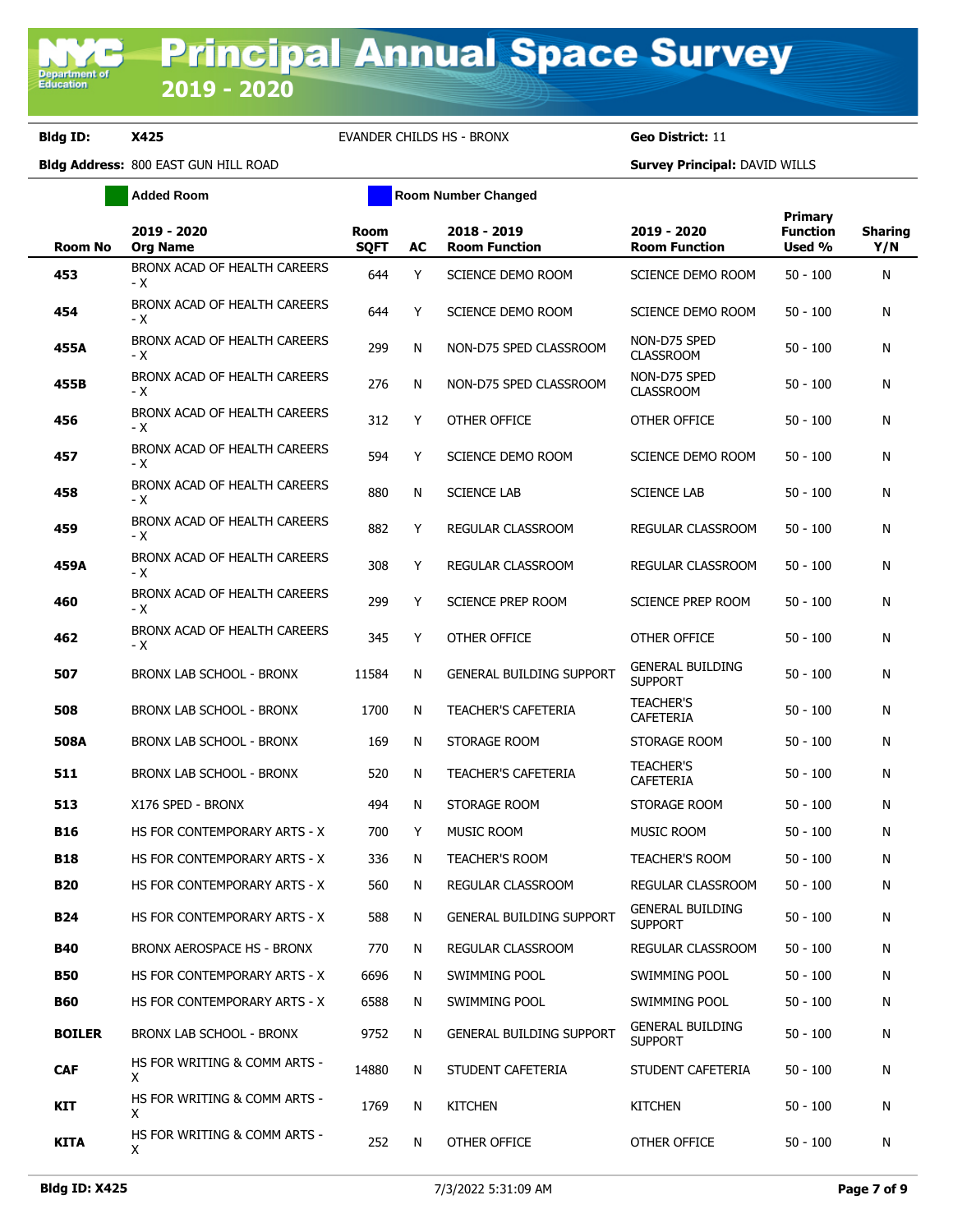# Principal Annual Space Survey 2019 - 2020

**Bldg ID:** X425 EVANDER CHILDS HS - BRONX **Geo District:** 11

**Bldg Address:** 800 EAST GUN HILL ROAD **Survey Principal:** DAVID WILLS

Added Room | Room Number Changed

| Room No | 2019 - 2020 Org Name | Room SQFT | AC | 2018 - 2019 Room Function | 2019 - 2020 Room Function | Primary Function Used % | Sharing Y/N |
|---|---|---|---|---|---|---|---|
| 453 | BRONX ACAD OF HEALTH CAREERS - X | 644 | Y | SCIENCE DEMO ROOM | SCIENCE DEMO ROOM | 50 - 100 | N |
| 454 | BRONX ACAD OF HEALTH CAREERS - X | 644 | Y | SCIENCE DEMO ROOM | SCIENCE DEMO ROOM | 50 - 100 | N |
| 455A | BRONX ACAD OF HEALTH CAREERS - X | 299 | N | NON-D75 SPED CLASSROOM | NON-D75 SPED CLASSROOM | 50 - 100 | N |
| 455B | BRONX ACAD OF HEALTH CAREERS - X | 276 | N | NON-D75 SPED CLASSROOM | NON-D75 SPED CLASSROOM | 50 - 100 | N |
| 456 | BRONX ACAD OF HEALTH CAREERS - X | 312 | Y | OTHER OFFICE | OTHER OFFICE | 50 - 100 | N |
| 457 | BRONX ACAD OF HEALTH CAREERS - X | 594 | Y | SCIENCE DEMO ROOM | SCIENCE DEMO ROOM | 50 - 100 | N |
| 458 | BRONX ACAD OF HEALTH CAREERS - X | 880 | N | SCIENCE LAB | SCIENCE LAB | 50 - 100 | N |
| 459 | BRONX ACAD OF HEALTH CAREERS - X | 882 | Y | REGULAR CLASSROOM | REGULAR CLASSROOM | 50 - 100 | N |
| 459A | BRONX ACAD OF HEALTH CAREERS - X | 308 | Y | REGULAR CLASSROOM | REGULAR CLASSROOM | 50 - 100 | N |
| 460 | BRONX ACAD OF HEALTH CAREERS - X | 299 | Y | SCIENCE PREP ROOM | SCIENCE PREP ROOM | 50 - 100 | N |
| 462 | BRONX ACAD OF HEALTH CAREERS - X | 345 | Y | OTHER OFFICE | OTHER OFFICE | 50 - 100 | N |
| 507 | BRONX LAB SCHOOL - BRONX | 11584 | N | GENERAL BUILDING SUPPORT | GENERAL BUILDING SUPPORT | 50 - 100 | N |
| 508 | BRONX LAB SCHOOL - BRONX | 1700 | N | TEACHER'S CAFETERIA | TEACHER'S CAFETERIA | 50 - 100 | N |
| 508A | BRONX LAB SCHOOL - BRONX | 169 | N | STORAGE ROOM | STORAGE ROOM | 50 - 100 | N |
| 511 | BRONX LAB SCHOOL - BRONX | 520 | N | TEACHER'S CAFETERIA | TEACHER'S CAFETERIA | 50 - 100 | N |
| 513 | X176 SPED - BRONX | 494 | N | STORAGE ROOM | STORAGE ROOM | 50 - 100 | N |
| B16 | HS FOR CONTEMPORARY ARTS - X | 700 | Y | MUSIC ROOM | MUSIC ROOM | 50 - 100 | N |
| B18 | HS FOR CONTEMPORARY ARTS - X | 336 | N | TEACHER'S ROOM | TEACHER'S ROOM | 50 - 100 | N |
| B20 | HS FOR CONTEMPORARY ARTS - X | 560 | N | REGULAR CLASSROOM | REGULAR CLASSROOM | 50 - 100 | N |
| B24 | HS FOR CONTEMPORARY ARTS - X | 588 | N | GENERAL BUILDING SUPPORT | GENERAL BUILDING SUPPORT | 50 - 100 | N |
| B40 | BRONX AEROSPACE HS - BRONX | 770 | N | REGULAR CLASSROOM | REGULAR CLASSROOM | 50 - 100 | N |
| B50 | HS FOR CONTEMPORARY ARTS - X | 6696 | N | SWIMMING POOL | SWIMMING POOL | 50 - 100 | N |
| B60 | HS FOR CONTEMPORARY ARTS - X | 6588 | N | SWIMMING POOL | SWIMMING POOL | 50 - 100 | N |
| BOILER | BRONX LAB SCHOOL - BRONX | 9752 | N | GENERAL BUILDING SUPPORT | GENERAL BUILDING SUPPORT | 50 - 100 | N |
| CAF | HS FOR WRITING & COMM ARTS - X | 14880 | N | STUDENT CAFETERIA | STUDENT CAFETERIA | 50 - 100 | N |
| KIT | HS FOR WRITING & COMM ARTS - X | 1769 | N | KITCHEN | KITCHEN | 50 - 100 | N |
| KITA | HS FOR WRITING & COMM ARTS - X | 252 | N | OTHER OFFICE | OTHER OFFICE | 50 - 100 | N |

7/3/2022 5:31:09 AM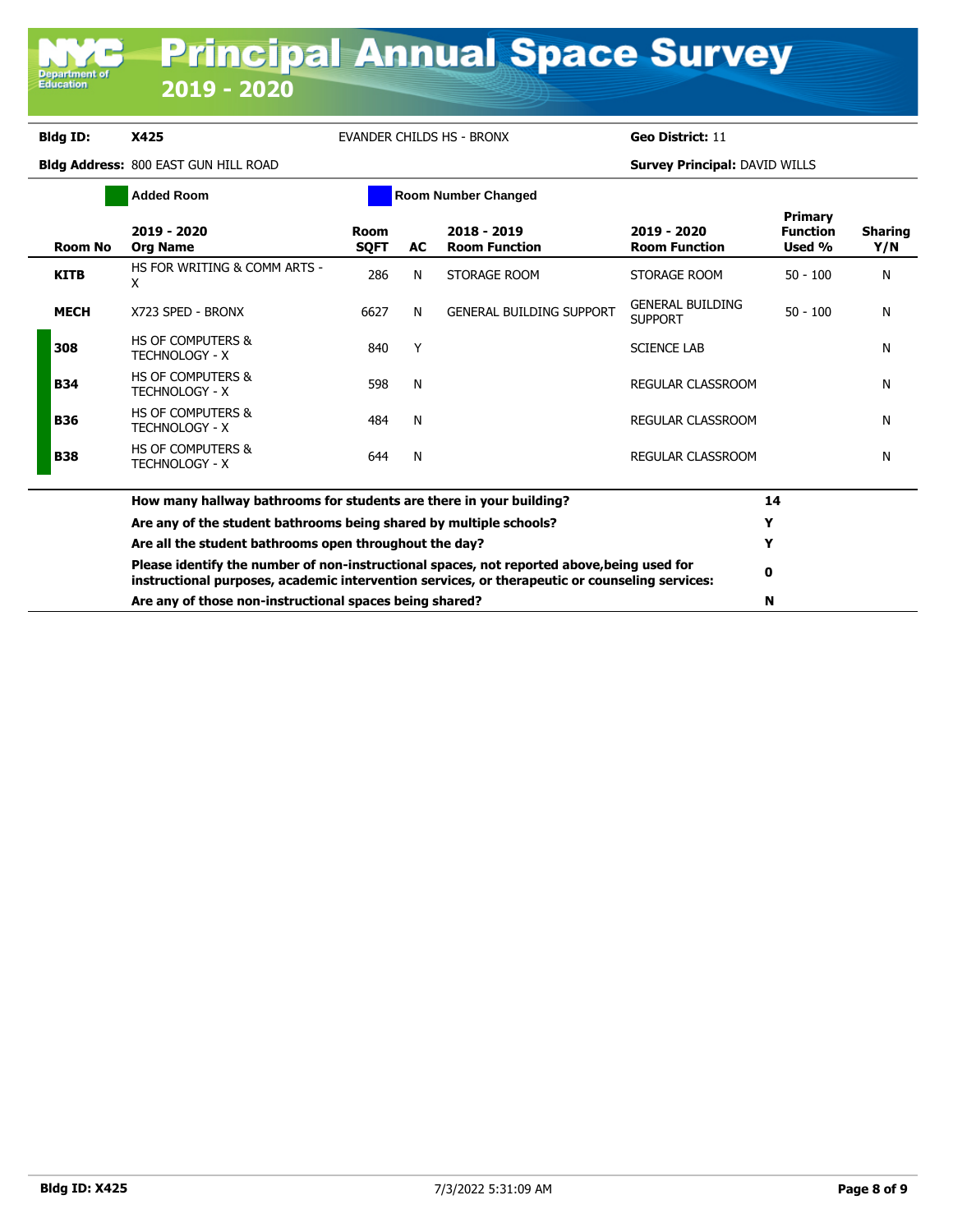# Principal Annual Space Survey 2019 - 2020

**Bldg ID:** X425 EVANDER CHILDS HS - BRONX **Geo District:** 11

**Bldg Address:** 800 EAST GUN HILL ROAD **Survey Principal:** DAVID WILLS

Added Room | Room Number Changed

| Room No | 2019 - 2020 Org Name | Room SQFT | AC | 2018 - 2019 Room Function | 2019 - 2020 Room Function | Primary Function Used % | Sharing Y/N |
|---|---|---|---|---|---|---|---|
| KITB | HS FOR WRITING & COMM ARTS - X | 286 | N | STORAGE ROOM | STORAGE ROOM | 50 - 100 | N |
| MECH | X723 SPED - BRONX | 6627 | N | GENERAL BUILDING SUPPORT | GENERAL BUILDING SUPPORT | 50 - 100 | N |
| 308 | HS OF COMPUTERS & TECHNOLOGY - X | 840 | Y | | SCIENCE LAB | | N |
| B34 | HS OF COMPUTERS & TECHNOLOGY - X | 598 | N | | REGULAR CLASSROOM | | N |
| B36 | HS OF COMPUTERS & TECHNOLOGY - X | 484 | N | | REGULAR CLASSROOM | | N |
| B38 | HS OF COMPUTERS & TECHNOLOGY - X | 644 | N | | REGULAR CLASSROOM | | N |

| Question | Answer |
|---|---|
| **How many hallway bathrooms for students are there in your building?** | 14 |
| **Are any of the student bathrooms being shared by multiple schools?** | Y |
| **Are all the student bathrooms open throughout the day?** | Y |
| **Please identify the number of non-instructional spaces, not reported above,being used for instructional purposes, academic intervention services, or therapeutic or counseling services:** | 0 |
| **Are any of those non-instructional spaces being shared?** | N |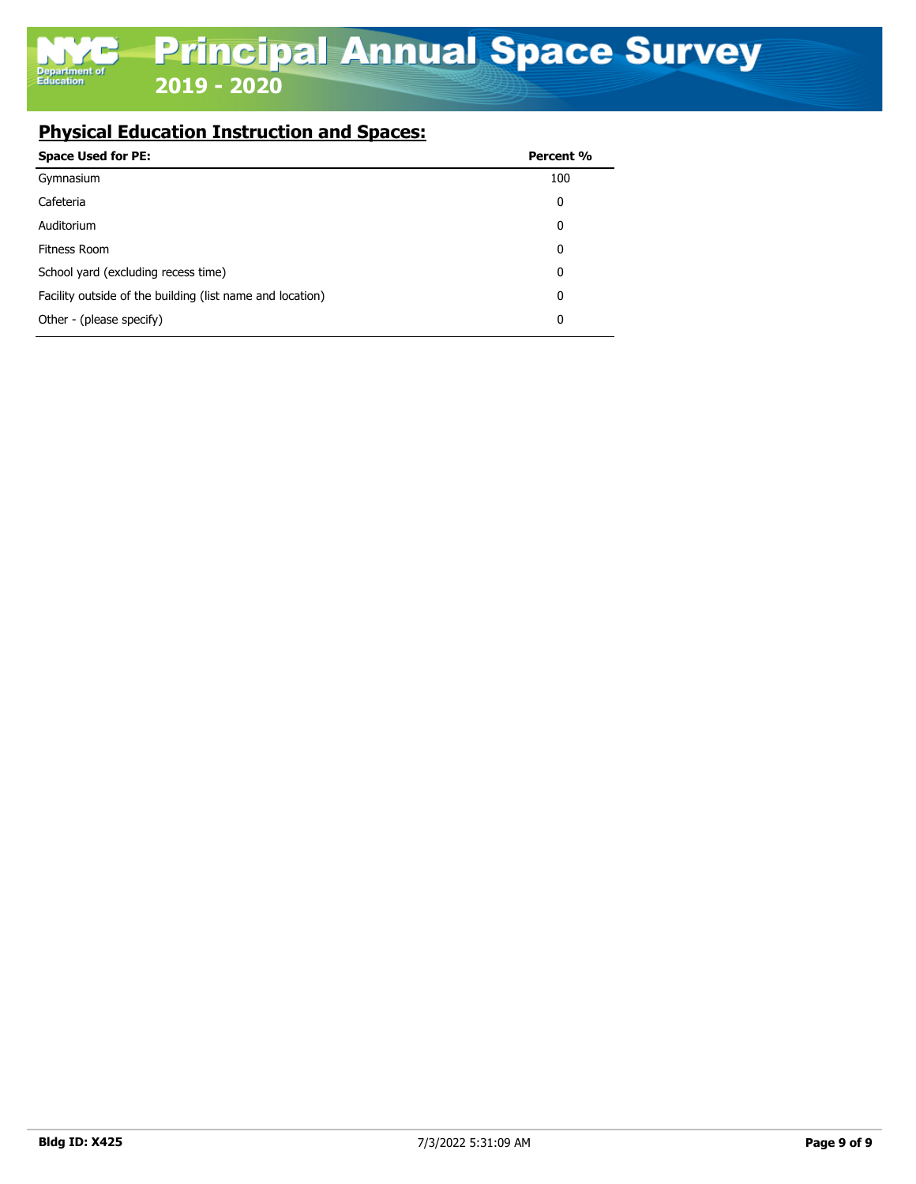## Physical Education Instruction and Spaces:

| Space Used for PE: | Percent % |
| --- | --- |
| Gymnasium | 100 |
| Cafeteria | 0 |
| Auditorium | 0 |
| Fitness Room | 0 |
| School yard (excluding recess time) | 0 |
| Facility outside of the building (list name and location) | 0 |
| Other - (please specify) | 0 |